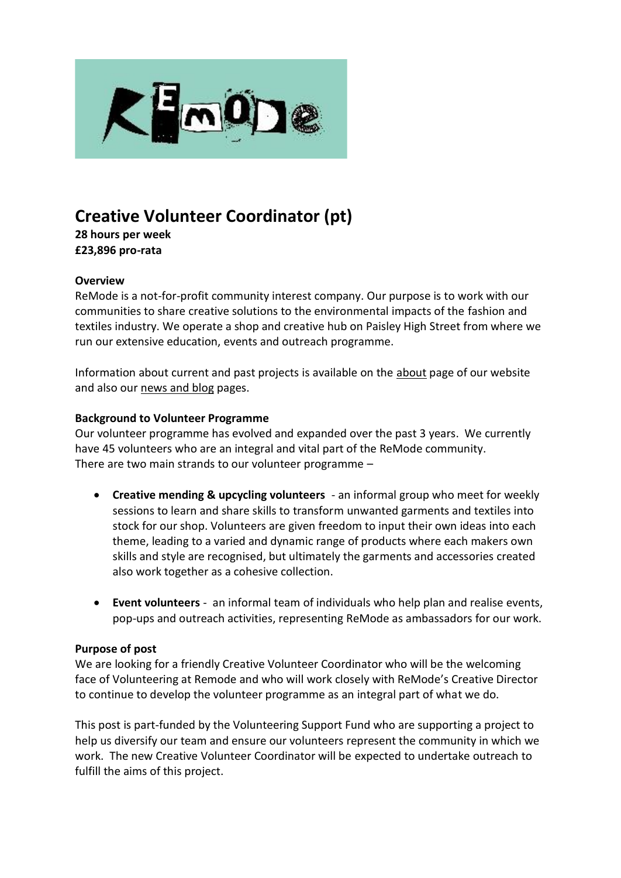# Creative Volunteer Coordinator (pt)

**28 hours per week**
**£23,896 pro-rata**

**Overview**
ReMode is a not-for-profit community interest company. Our purpose is to work with our communities to share creative solutions to the environmental impacts of the fashion and textiles industry. We operate a shop and creative hub on Paisley High Street from where we run our extensive education, events and outreach programme.

Information about current and past projects is available on the about page of our website and also our news and blog pages.

**Background to Volunteer Programme**
Our volunteer programme has evolved and expanded over the past 3 years. We currently have 45 volunteers who are an integral and vital part of the ReMode community.
There are two main strands to our volunteer programme –

- **Creative mending & upcycling volunteers** - an informal group who meet for weekly sessions to learn and share skills to transform unwanted garments and textiles into stock for our shop. Volunteers are given freedom to input their own ideas into each theme, leading to a varied and dynamic range of products where each makers own skills and style are recognised, but ultimately the garments and accessories created also work together as a cohesive collection.

- **Event volunteers** - an informal team of individuals who help plan and realise events, pop-ups and outreach activities, representing ReMode as ambassadors for our work.

**Purpose of post**
We are looking for a friendly Creative Volunteer Coordinator who will be the welcoming face of Volunteering at Remode and who will work closely with ReMode's Creative Director to continue to develop the volunteer programme as an integral part of what we do.

This post is part-funded by the Volunteering Support Fund who are supporting a project to help us diversify our team and ensure our volunteers represent the community in which we work. The new Creative Volunteer Coordinator will be expected to undertake outreach to fulfill the aims of this project.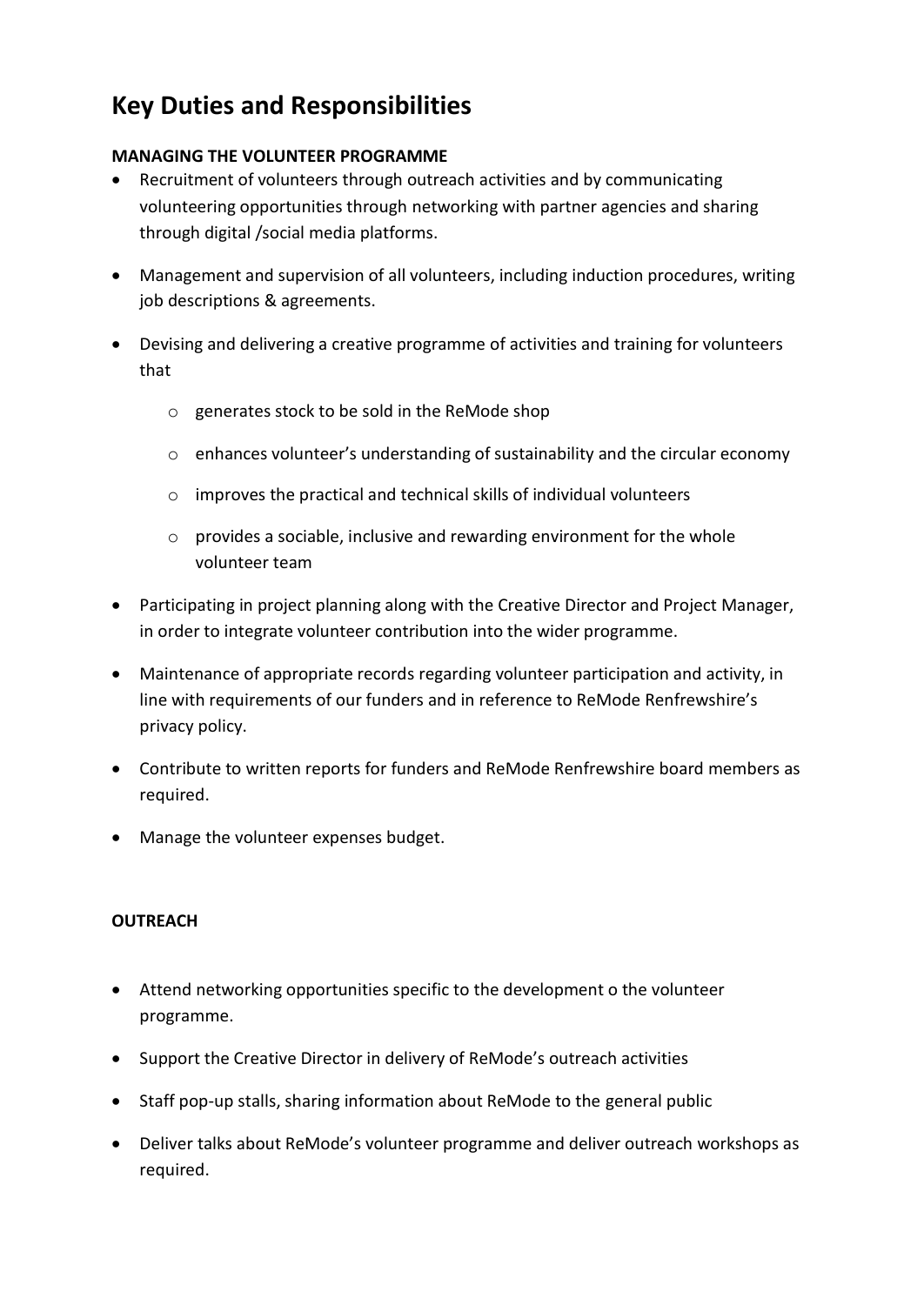# Key Duties and Responsibilities

**MANAGING THE VOLUNTEER PROGRAMME**

- Recruitment of volunteers through outreach activities and by communicating volunteering opportunities through networking with partner agencies and sharing through digital /social media platforms.
- Management and supervision of all volunteers, including induction procedures, writing job descriptions & agreements.
- Devising and delivering a creative programme of activities and training for volunteers that
  - generates stock to be sold in the ReMode shop
  - enhances volunteer's understanding of sustainability and the circular economy
  - improves the practical and technical skills of individual volunteers
  - provides a sociable, inclusive and rewarding environment for the whole volunteer team
- Participating in project planning along with the Creative Director and Project Manager, in order to integrate volunteer contribution into the wider programme.
- Maintenance of appropriate records regarding volunteer participation and activity, in line with requirements of our funders and in reference to ReMode Renfrewshire's privacy policy.
- Contribute to written reports for funders and ReMode Renfrewshire board members as required.
- Manage the volunteer expenses budget.

**OUTREACH**

- Attend networking opportunities specific to the development o the volunteer programme.
- Support the Creative Director in delivery of ReMode's outreach activities
- Staff pop-up stalls, sharing information about ReMode to the general public
- Deliver talks about ReMode's volunteer programme and deliver outreach workshops as required.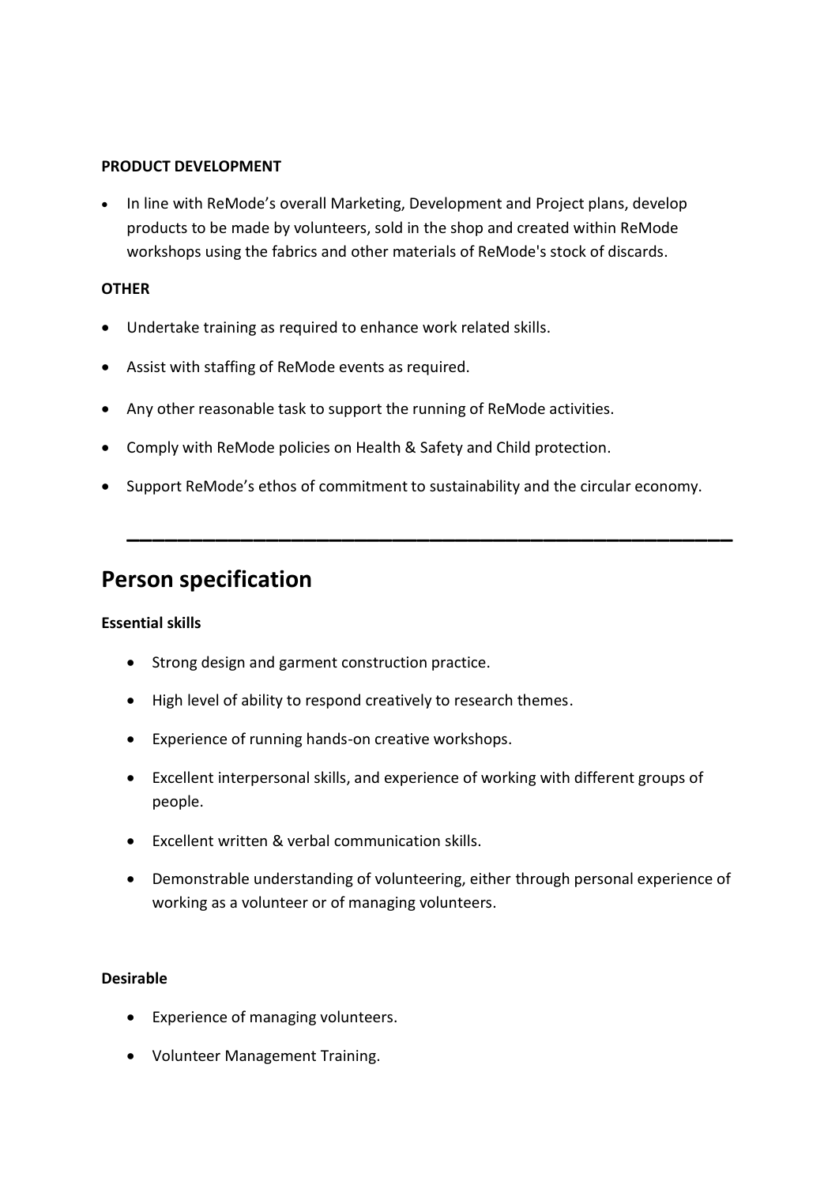**PRODUCT DEVELOPMENT**

- In line with ReMode's overall Marketing, Development and Project plans, develop products to be made by volunteers, sold in the shop and created within ReMode workshops using the fabrics and other materials of ReMode's stock of discards.

**OTHER**

- Undertake training as required to enhance work related skills.
- Assist with staffing of ReMode events as required.
- Any other reasonable task to support the running of ReMode activities.
- Comply with ReMode policies on Health & Safety and Child protection.
- Support ReMode's ethos of commitment to sustainability and the circular economy.

---

# Person specification

**Essential skills**

- Strong design and garment construction practice.
- High level of ability to respond creatively to research themes.
- Experience of running hands-on creative workshops.
- Excellent interpersonal skills, and experience of working with different groups of people.
- Excellent written & verbal communication skills.
- Demonstrable understanding of volunteering, either through personal experience of working as a volunteer or of managing volunteers.

**Desirable**

- Experience of managing volunteers.
- Volunteer Management Training.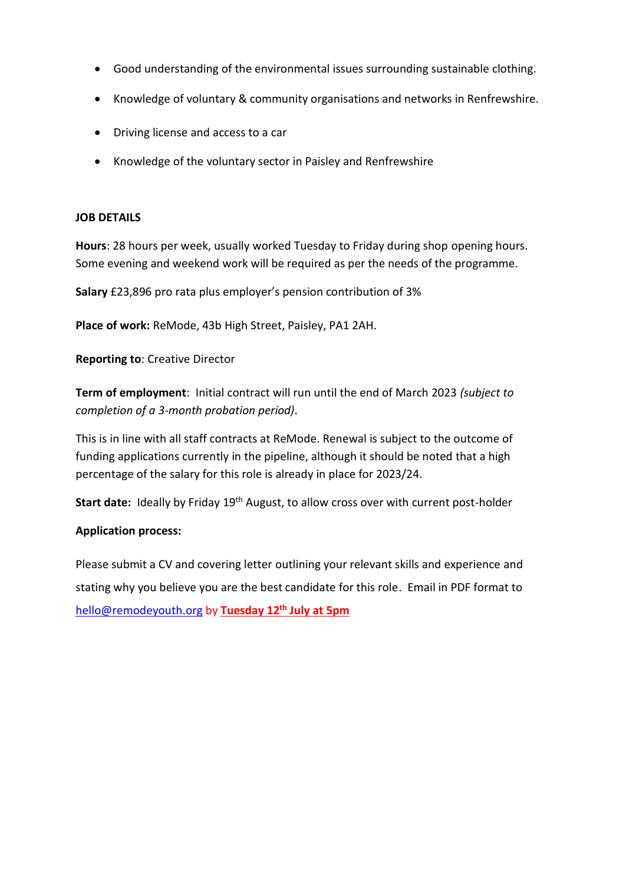- Good understanding of the environmental issues surrounding sustainable clothing.
- Knowledge of voluntary & community organisations and networks in Renfrewshire.
- Driving license and access to a car
- Knowledge of the voluntary sector in Paisley and Renfrewshire

**JOB DETAILS**

**Hours**: 28 hours per week, usually worked Tuesday to Friday during shop opening hours. Some evening and weekend work will be required as per the needs of the programme.

**Salary** £23,896 pro rata plus employer's pension contribution of 3%

**Place of work:** ReMode, 43b High Street, Paisley, PA1 2AH.

**Reporting to**: Creative Director

**Term of employment**: Initial contract will run until the end of March 2023 *(subject to completion of a 3-month probation period)*.

This is in line with all staff contracts at ReMode. Renewal is subject to the outcome of funding applications currently in the pipeline, although it should be noted that a high percentage of the salary for this role is already in place for 2023/24.

**Start date:** Ideally by Friday 19th August, to allow cross over with current post-holder

**Application process:**

Please submit a CV and covering letter outlining your relevant skills and experience and stating why you believe you are the best candidate for this role. Email in PDF format to hello@remodeyouth.org by **Tuesday 12th July at 5pm**